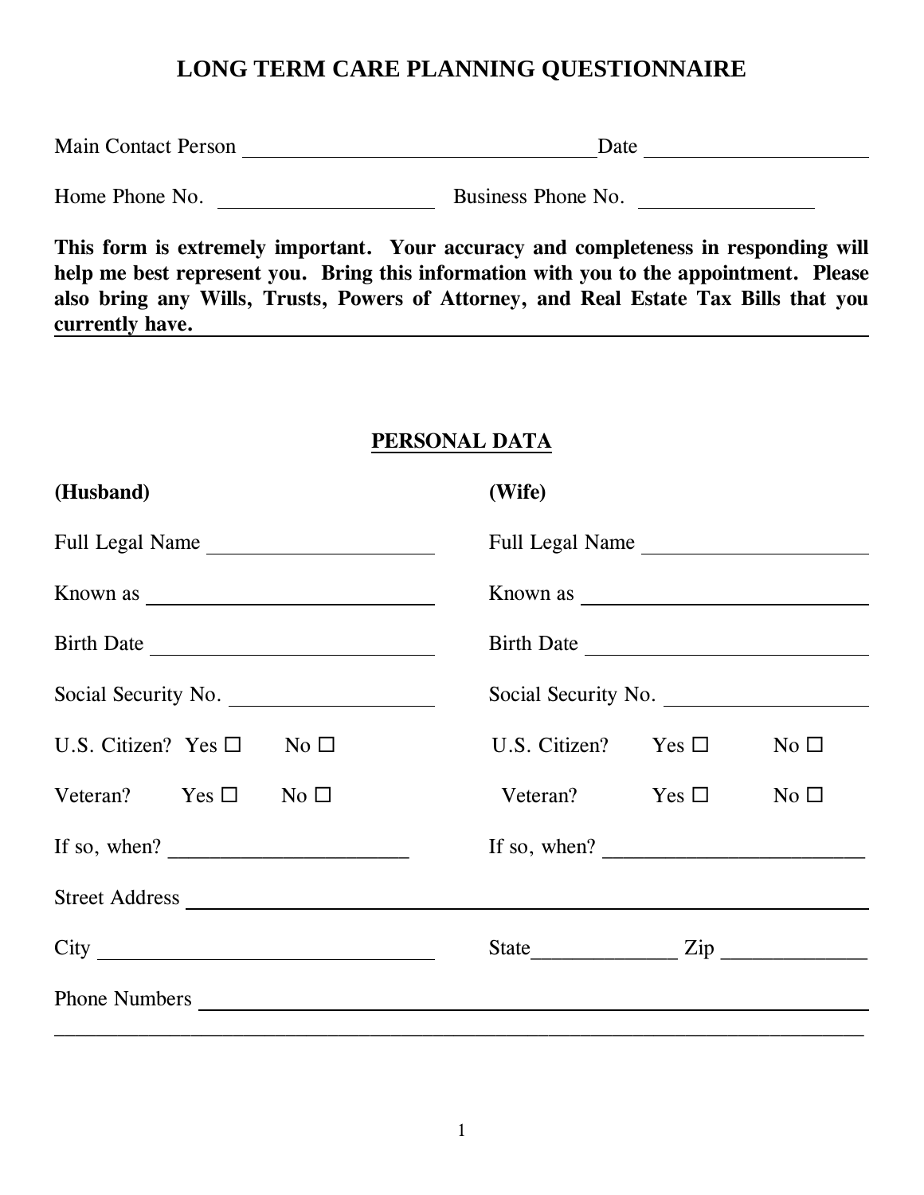# LONG TERM CARE PLANNING QUESTIONNAIRE

Main Contact Person ______________________________ Date ____________________

Home Phone No. ____________________ Business Phone No. ________________

**This form is extremely important. Your accuracy and completeness in responding will help me best represent you. Bring this information with you to the appointment. Please also bring any Wills, Trusts, Powers of Attorney, and Real Estate Tax Bills that you currently have.**

## PERSONAL DATA

**(Husband)**

Full Legal Name ____________________

Known as ____________________

Birth Date ____________________

Social Security No. ____________________

U.S. Citizen? Yes ☐ No ☐

Veteran? Yes ☐ No ☐

If so, when? ____________________

**(Wife)**

Full Legal Name ____________________

Known as ____________________

Birth Date ____________________

Social Security No. ____________________

U.S. Citizen? Yes ☐ No ☐

Veteran? Yes ☐ No ☐

If so, when? ____________________

Street Address ________________________________________________

City ______________________________ State______________ Zip ______________

Phone Numbers ________________________________________________

________________________________________________________________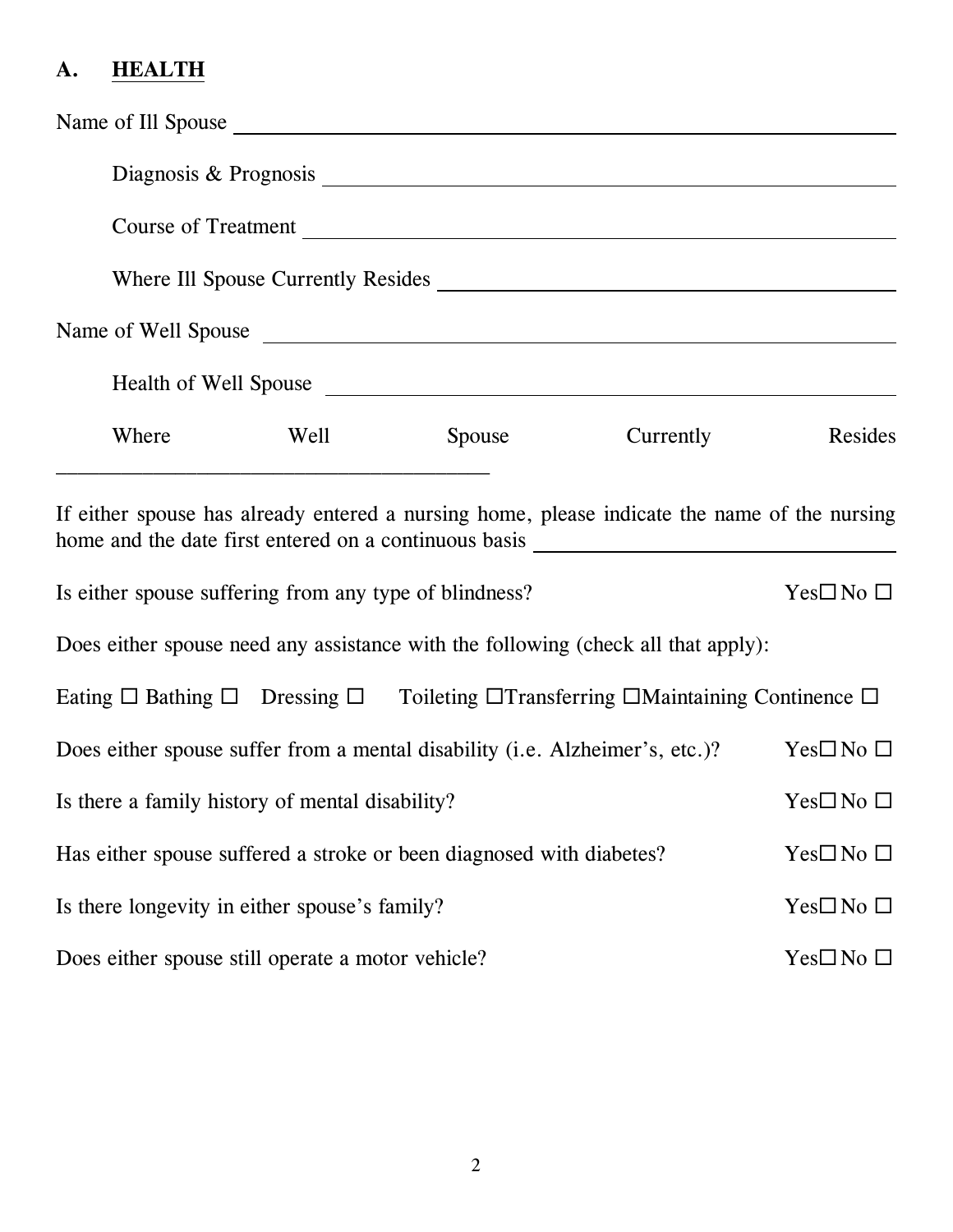## A. HEALTH

Name of Ill Spouse ______________________________________________

Diagnosis & Prognosis ______________________________________________

Course of Treatment ______________________________________________

Where Ill Spouse Currently Resides ______________________________________________

Name of Well Spouse ______________________________________________

Health of Well Spouse ______________________________________________

Where Well Spouse Currently Resides ______________________________________________

If either spouse has already entered a nursing home, please indicate the name of the nursing home and the date first entered on a continuous basis ______________________________________________

Is either spouse suffering from any type of blindness? Yes☐ No ☐

Does either spouse need any assistance with the following (check all that apply):

Eating ☐ Bathing ☐ Dressing ☐ Toileting ☐ Transferring ☐ Maintaining Continence ☐

Does either spouse suffer from a mental disability (i.e. Alzheimer's, etc.)? Yes☐ No ☐

Is there a family history of mental disability? Yes☐ No ☐

Has either spouse suffered a stroke or been diagnosed with diabetes? Yes☐ No ☐

Is there longevity in either spouse's family? Yes☐ No ☐

Does either spouse still operate a motor vehicle? Yes☐ No ☐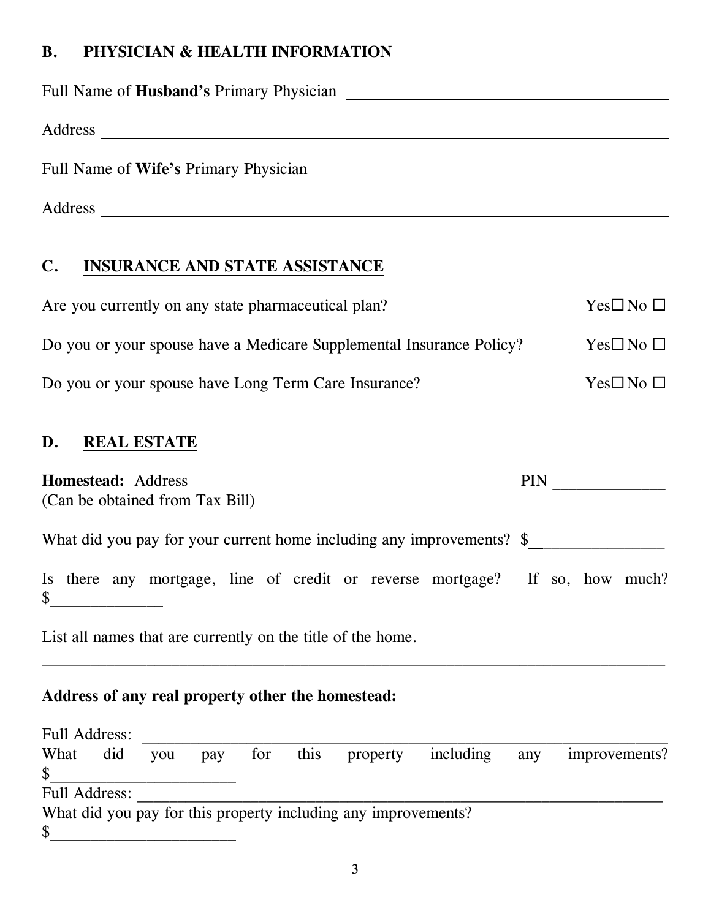## B. PHYSICIAN & HEALTH INFORMATION

Full Name of **Husband's** Primary Physician ______________________________

Address ______________________________

Full Name of **Wife's** Primary Physician ______________________________

Address ______________________________

## C. INSURANCE AND STATE ASSISTANCE

Are you currently on any state pharmaceutical plan? Yes☐ No ☐

Do you or your spouse have a Medicare Supplemental Insurance Policy? Yes☐ No ☐

Do you or your spouse have Long Term Care Insurance? Yes☐ No ☐

## D. REAL ESTATE

**Homestead:** Address ______________________________ PIN ______________
(Can be obtained from Tax Bill)

What did you pay for your current home including any improvements? $________________

Is there any mortgage, line of credit or reverse mortgage? If so, how much? $______________

List all names that are currently on the title of the home.

______________________________________________________________________________

**Address of any real property other the homestead:**

Full Address: ______________________________
What did you pay for this property including any improvements? $________________________
Full Address: ______________________________
What did you pay for this property including any improvements? $________________________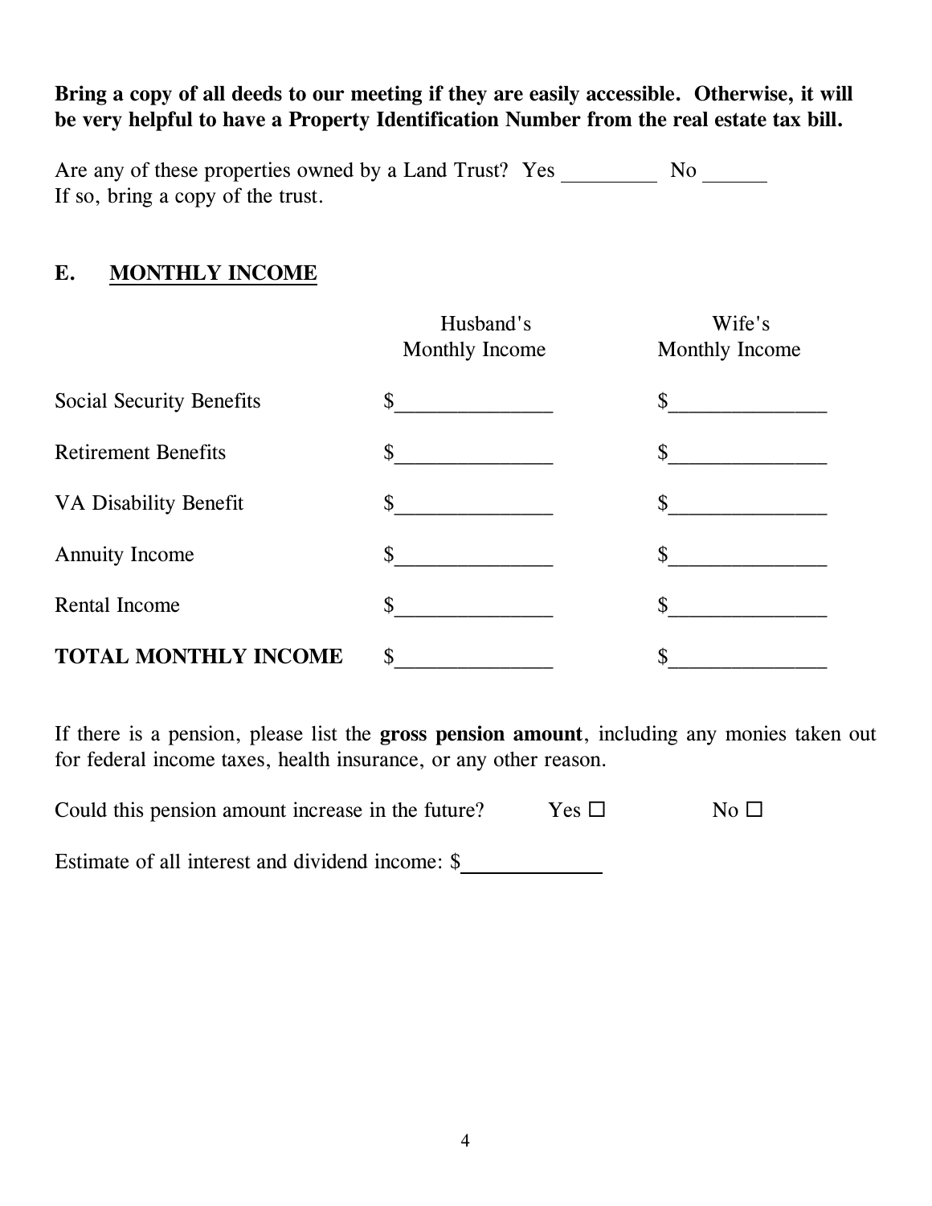**Bring a copy of all deeds to our meeting if they are easily accessible. Otherwise, it will be very helpful to have a Property Identification Number from the real estate tax bill.**

Are any of these properties owned by a Land Trust? Yes _________ No ______
If so, bring a copy of the trust.

## E. MONTHLY INCOME

| | Husband's Monthly Income | Wife's Monthly Income |
|---|---|---|
| Social Security Benefits | $______________ | $______________ |
| Retirement Benefits | $______________ | $______________ |
| VA Disability Benefit | $______________ | $______________ |
| Annuity Income | $______________ | $______________ |
| Rental Income | $______________ | $______________ |
| **TOTAL MONTHLY INCOME** | $______________ | $______________ |

If there is a pension, please list the **gross pension amount**, including any monies taken out for federal income taxes, health insurance, or any other reason.

Could this pension amount increase in the future? Yes ☐ No ☐

Estimate of all interest and dividend income: $____________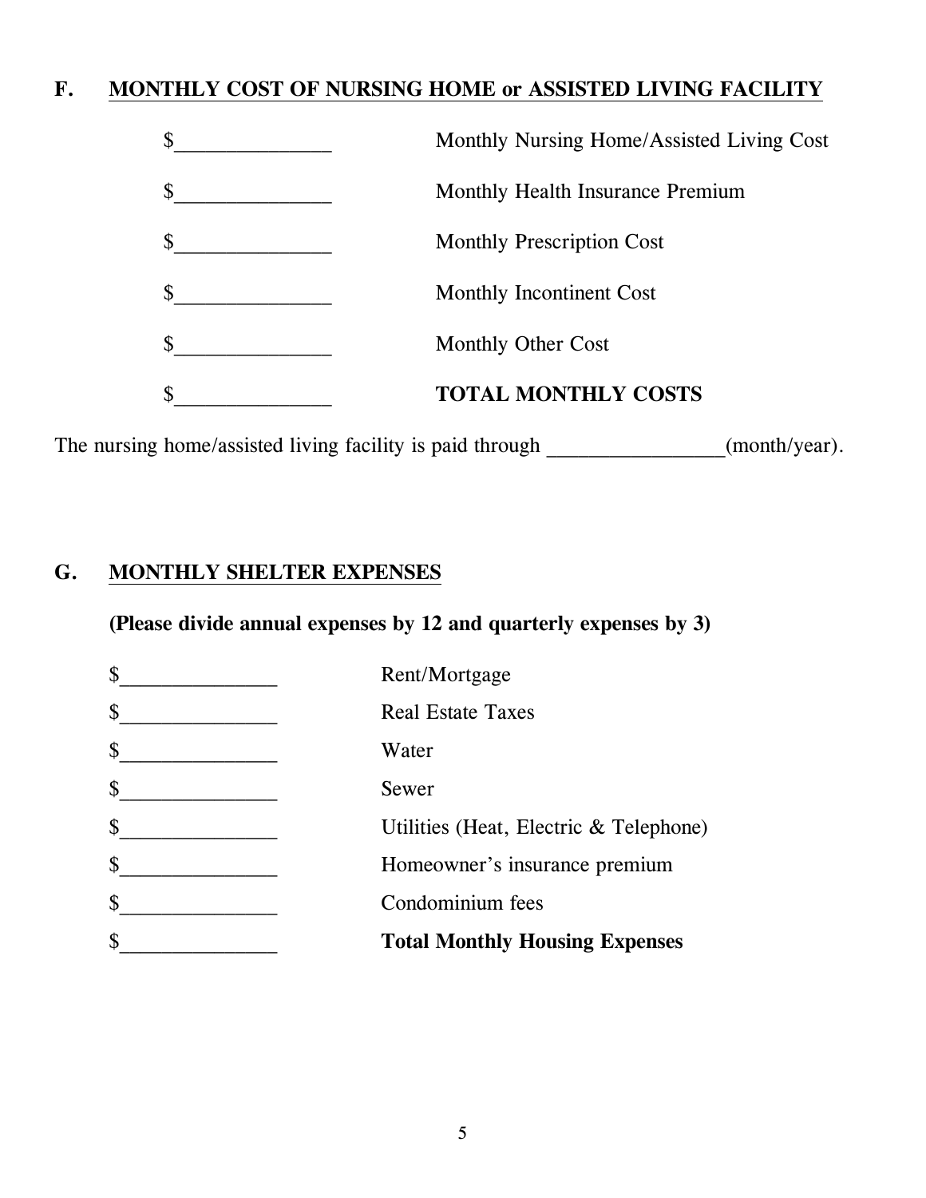## F. MONTHLY COST OF NURSING HOME or ASSISTED LIVING FACILITY

$_______________ Monthly Nursing Home/Assisted Living Cost

$_______________ Monthly Health Insurance Premium

$_______________ Monthly Prescription Cost

$_______________ Monthly Incontinent Cost

$_______________ Monthly Other Cost

$_______________ **TOTAL MONTHLY COSTS**

The nursing home/assisted living facility is paid through _________________(month/year).

## G. MONTHLY SHELTER EXPENSES

**(Please divide annual expenses by 12 and quarterly expenses by 3)**

$_______________ Rent/Mortgage

$_______________ Real Estate Taxes

$_______________ Water

$_______________ Sewer

$_______________ Utilities (Heat, Electric & Telephone)

$_______________ Homeowner's insurance premium

$_______________ Condominium fees

$_______________ **Total Monthly Housing Expenses**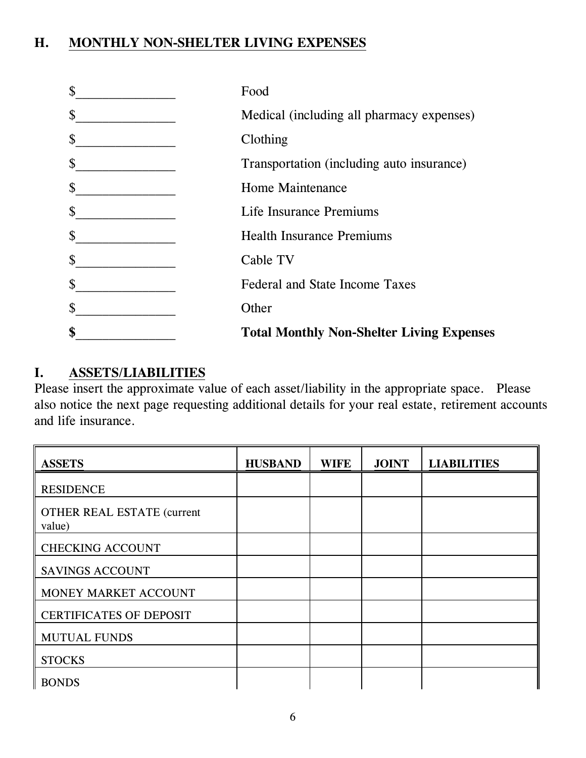## H. MONTHLY NON-SHELTER LIVING EXPENSES

$_______________ Food

$_______________ Medical (including all pharmacy expenses)

$_______________ Clothing

$_______________ Transportation (including auto insurance)

$_______________ Home Maintenance

$_______________ Life Insurance Premiums

$_______________ Health Insurance Premiums

$_______________ Cable TV

$_______________ Federal and State Income Taxes

$_______________ Other

**$_______________ Total Monthly Non-Shelter Living Expenses**

## I. ASSETS/LIABILITIES

Please insert the approximate value of each asset/liability in the appropriate space. Please also notice the next page requesting additional details for your real estate, retirement accounts and life insurance.

| ASSETS | HUSBAND | WIFE | JOINT | LIABILITIES |
|---|---|---|---|---|
| RESIDENCE | | | | |
| OTHER REAL ESTATE (current value) | | | | |
| CHECKING ACCOUNT | | | | |
| SAVINGS ACCOUNT | | | | |
| MONEY MARKET ACCOUNT | | | | |
| CERTIFICATES OF DEPOSIT | | | | |
| MUTUAL FUNDS | | | | |
| STOCKS | | | | |
| BONDS | | | | |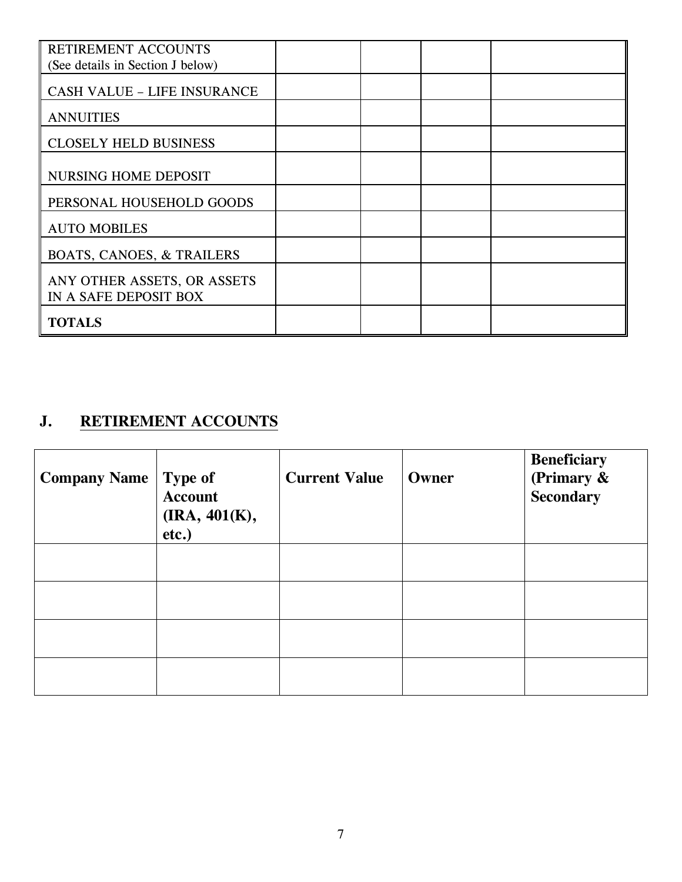| | | | | |
|---|---|---|---|---|
| RETIREMENT ACCOUNTS (See details in Section J below) | | | | |
| CASH VALUE – LIFE INSURANCE | | | | |
| ANNUITIES | | | | |
| CLOSELY HELD BUSINESS | | | | |
| NURSING HOME DEPOSIT | | | | |
| PERSONAL HOUSEHOLD GOODS | | | | |
| AUTO MOBILES | | | | |
| BOATS, CANOES, & TRAILERS | | | | |
| ANY OTHER ASSETS, OR ASSETS IN A SAFE DEPOSIT BOX | | | | |
| **TOTALS** | | | | |

## J. RETIREMENT ACCOUNTS

| Company Name | Type of Account (IRA, 401(K), etc.) | Current Value | Owner | Beneficiary (Primary & Secondary |
|---|---|---|---|---|
| | | | | |
| | | | | |
| | | | | |
| | | | | |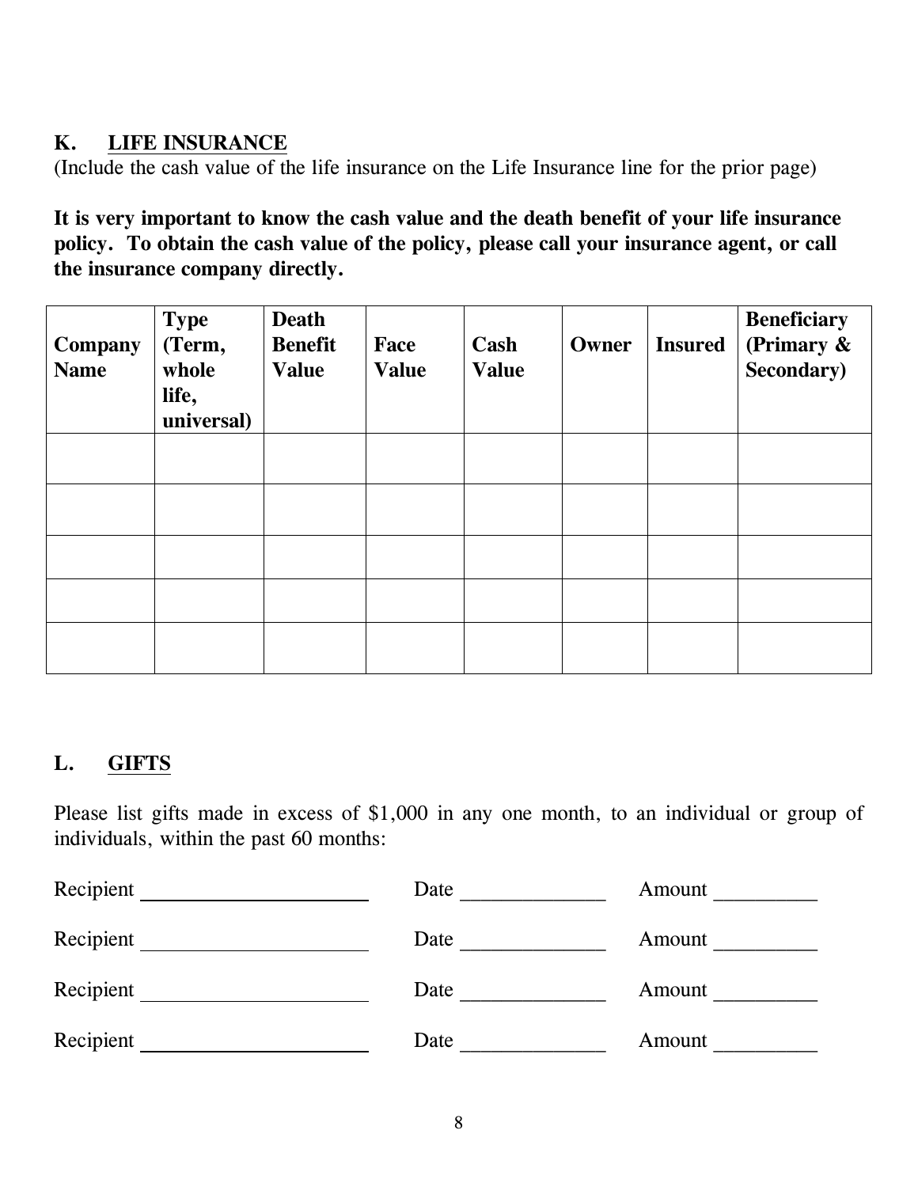## K. LIFE INSURANCE

(Include the cash value of the life insurance on the Life Insurance line for the prior page)

**It is very important to know the cash value and the death benefit of your life insurance policy. To obtain the cash value of the policy, please call your insurance agent, or call the insurance company directly.**

| Company Name | Type (Term, whole life, universal) | Death Benefit Value | Face Value | Cash Value | Owner | Insured | Beneficiary (Primary & Secondary) |
|---|---|---|---|---|---|---|---|
| | | | | | | | |
| | | | | | | | |
| | | | | | | | |
| | | | | | | | |
| | | | | | | | |

## L. GIFTS

Please list gifts made in excess of $1,000 in any one month, to an individual or group of individuals, within the past 60 months:

Recipient ______________________ Date ______________ Amount __________

Recipient ______________________ Date ______________ Amount __________

Recipient ______________________ Date ______________ Amount __________

Recipient ______________________ Date ______________ Amount __________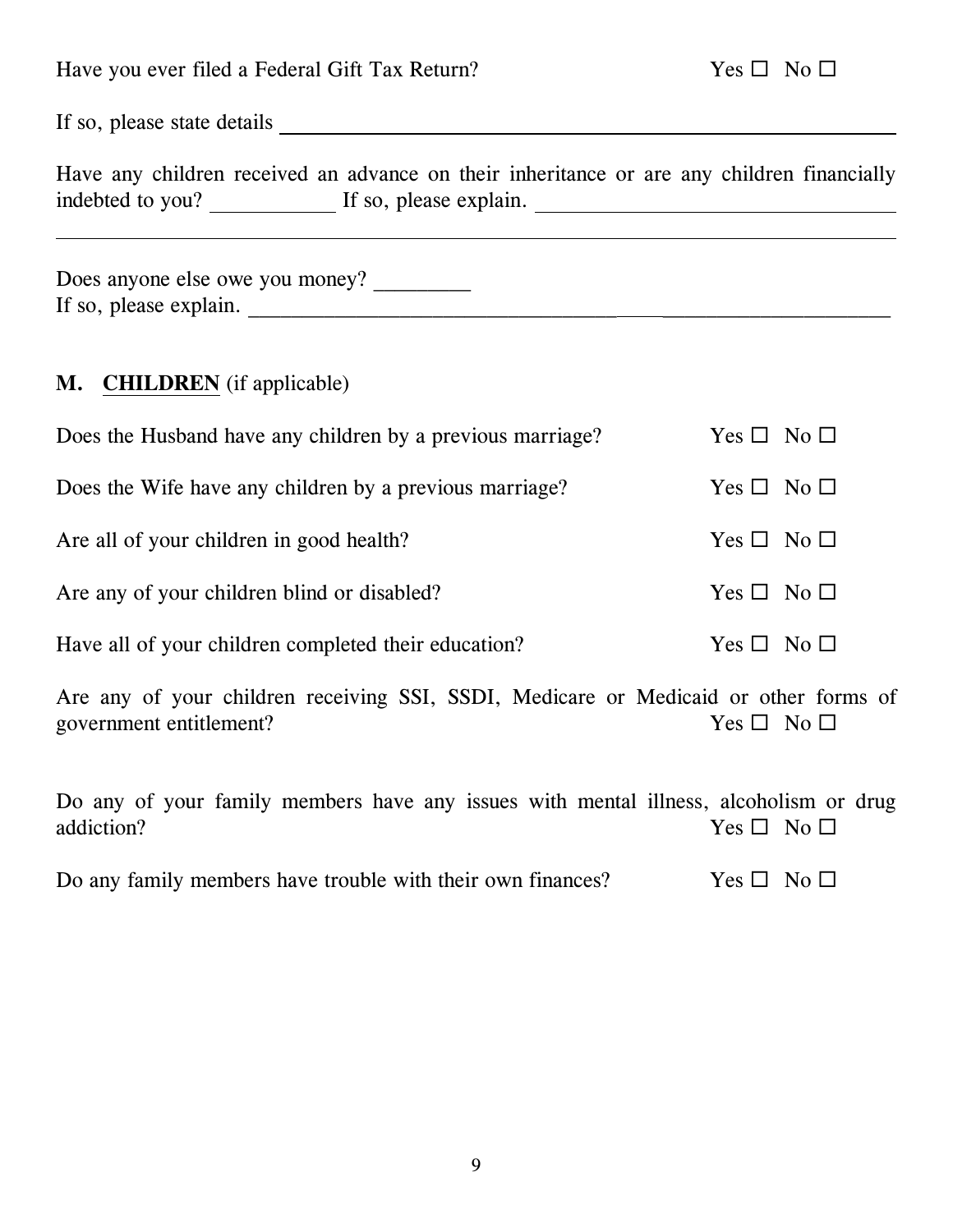Have you ever filed a Federal Gift Tax Return? Yes ☐ No ☐

If so, please state details \_\_\_\_\_\_\_\_\_\_\_\_\_\_\_\_\_\_\_\_\_\_\_\_\_\_\_\_\_\_\_\_\_\_\_\_\_\_\_\_\_\_\_\_\_\_

Have any children received an advance on their inheritance or are any children financially indebted to you? \_\_\_\_\_\_\_\_\_\_ If so, please explain. \_\_\_\_\_\_\_\_\_\_\_\_\_\_\_\_\_\_\_\_\_\_\_\_\_\_\_\_\_\_

\_\_\_\_\_\_\_\_\_\_\_\_\_\_\_\_\_\_\_\_\_\_\_\_\_\_\_\_\_\_\_\_\_\_\_\_\_\_\_\_\_\_\_\_\_\_\_\_\_\_\_\_\_\_\_\_\_\_\_\_\_\_\_\_\_\_\_\_\_\_

Does anyone else owe you money? \_\_\_\_\_\_\_\_\_
If so, please explain. \_\_\_\_\_\_\_\_\_\_\_\_\_\_\_\_\_\_\_\_\_\_\_\_\_\_\_\_\_\_\_\_\_\_\_\_\_\_\_\_\_\_\_\_\_\_\_\_\_\_\_\_\_\_\_

## M. <u>CHILDREN</u> (if applicable)

Does the Husband have any children by a previous marriage? Yes ☐ No ☐

Does the Wife have any children by a previous marriage? Yes ☐ No ☐

Are all of your children in good health? Yes ☐ No ☐

Are any of your children blind or disabled? Yes ☐ No ☐

Have all of your children completed their education? Yes ☐ No ☐

Are any of your children receiving SSI, SSDI, Medicare or Medicaid or other forms of government entitlement? Yes ☐ No ☐

Do any of your family members have any issues with mental illness, alcoholism or drug addiction? Yes ☐ No ☐

Do any family members have trouble with their own finances? Yes ☐ No ☐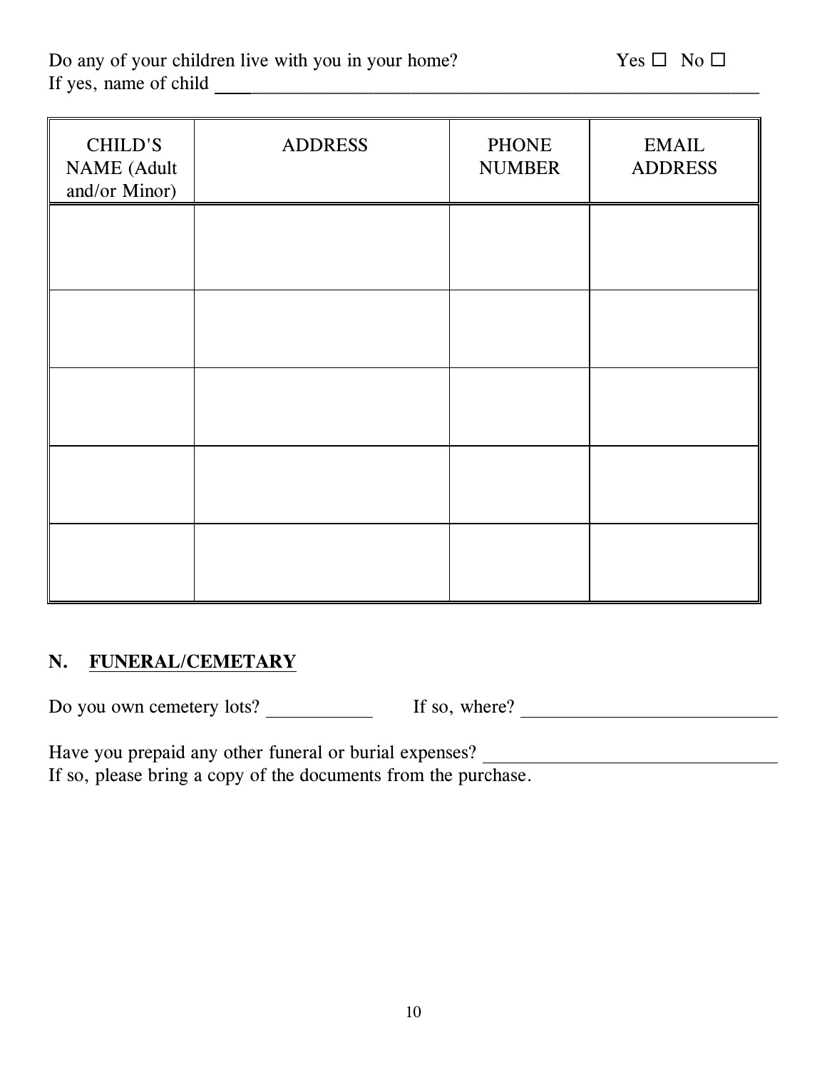Do any of your children live with you in your home? Yes ☐ No ☐

If yes, name of child ____________________________________________________________

| CHILD'S NAME (Adult and/or Minor) | ADDRESS | PHONE NUMBER | EMAIL ADDRESS |
|---|---|---|---|
| | | | |
| | | | |
| | | | |
| | | | |
| | | | |

## N. FUNERAL/CEMETARY

Do you own cemetery lots? ___________ If so, where? ____________________________

Have you prepaid any other funeral or burial expenses? ________________________________

If so, please bring a copy of the documents from the purchase.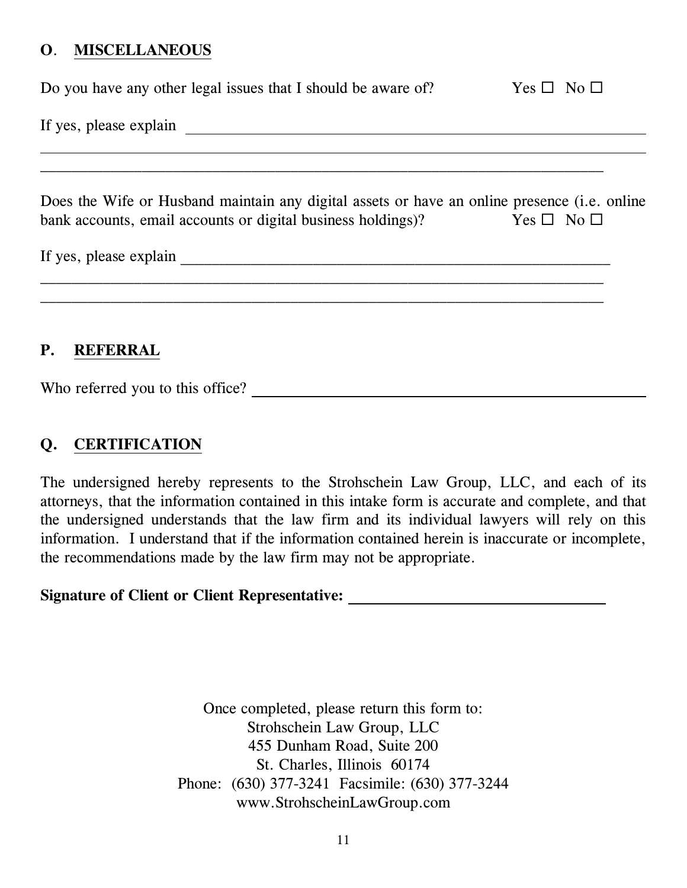## O. MISCELLANEOUS

Do you have any other legal issues that I should be aware of? Yes ☐ No ☐

If yes, please explain ______________________________________________________________

______________________________________________________________________________

__________________________________________________________________________

Does the Wife or Husband maintain any digital assets or have an online presence (i.e. online bank accounts, email accounts or digital business holdings)? Yes ☐ No ☐

If yes, please explain ________________________________________________________

__________________________________________________________________________

__________________________________________________________________________

## P. REFERRAL

Who referred you to this office? ____________________________________________

## Q. CERTIFICATION

The undersigned hereby represents to the Strohschein Law Group, LLC, and each of its attorneys, that the information contained in this intake form is accurate and complete, and that the undersigned understands that the law firm and its individual lawyers will rely on this information. I understand that if the information contained herein is inaccurate or incomplete, the recommendations made by the law firm may not be appropriate.

**Signature of Client or Client Representative:** ______________________________

Once completed, please return this form to:
Strohschein Law Group, LLC
455 Dunham Road, Suite 200
St. Charles, Illinois 60174
Phone: (630) 377-3241 Facsimile: (630) 377-3244
www.StrohscheinLawGroup.com